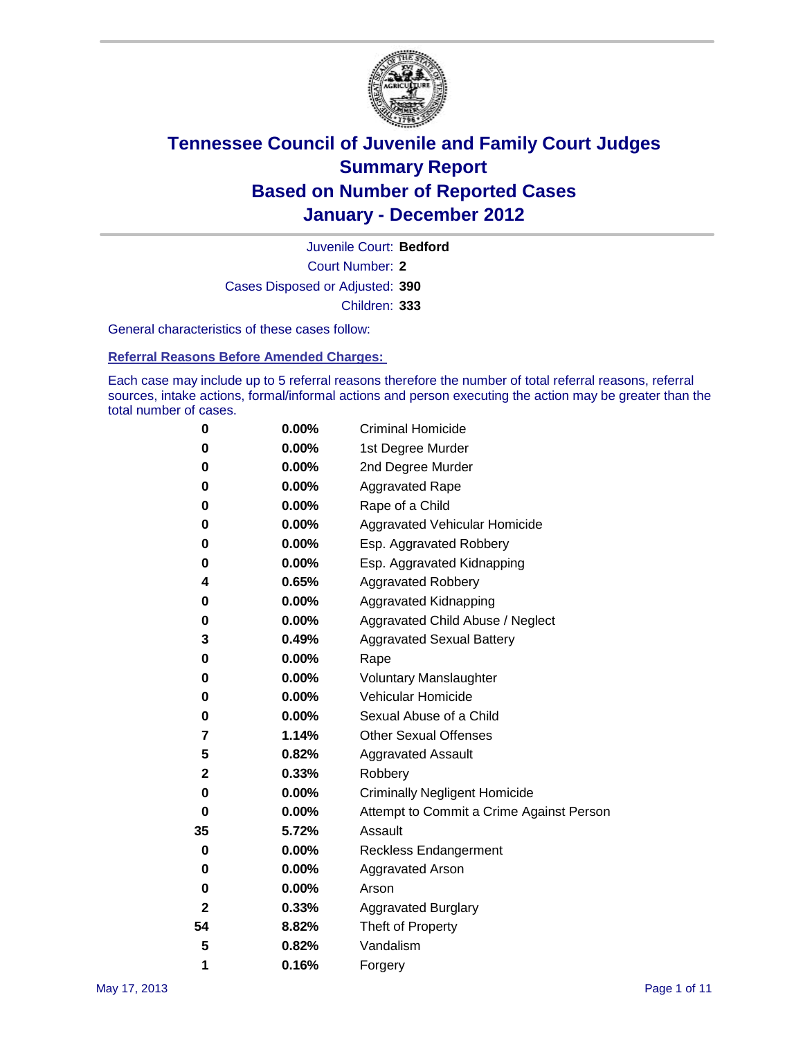# Tennessee Council of Juvenile and Family Court Judges
## Summary Report
## Based on Number of Reported Cases
## January - December 2012

Juvenile Court: **Bedford**

Court Number: **2**

Cases Disposed or Adjusted: **390**

Children: **333**

General characteristics of these cases follow:

### Referral Reasons Before Amended Charges:

Each case may include up to 5 referral reasons therefore the number of total referral reasons, referral sources, intake actions, formal/informal actions and person executing the action may be greater than the total number of cases.

| Count | Percent | Reason |
|---|---|---|
| 0 | 0.00% | Criminal Homicide |
| 0 | 0.00% | 1st Degree Murder |
| 0 | 0.00% | 2nd Degree Murder |
| 0 | 0.00% | Aggravated Rape |
| 0 | 0.00% | Rape of a Child |
| 0 | 0.00% | Aggravated Vehicular Homicide |
| 0 | 0.00% | Esp. Aggravated Robbery |
| 0 | 0.00% | Esp. Aggravated Kidnapping |
| 4 | 0.65% | Aggravated Robbery |
| 0 | 0.00% | Aggravated Kidnapping |
| 0 | 0.00% | Aggravated Child Abuse / Neglect |
| 3 | 0.49% | Aggravated Sexual Battery |
| 0 | 0.00% | Rape |
| 0 | 0.00% | Voluntary Manslaughter |
| 0 | 0.00% | Vehicular Homicide |
| 0 | 0.00% | Sexual Abuse of a Child |
| 7 | 1.14% | Other Sexual Offenses |
| 5 | 0.82% | Aggravated Assault |
| 2 | 0.33% | Robbery |
| 0 | 0.00% | Criminally Negligent Homicide |
| 0 | 0.00% | Attempt to Commit a Crime Against Person |
| 35 | 5.72% | Assault |
| 0 | 0.00% | Reckless Endangerment |
| 0 | 0.00% | Aggravated Arson |
| 0 | 0.00% | Arson |
| 2 | 0.33% | Aggravated Burglary |
| 54 | 8.82% | Theft of Property |
| 5 | 0.82% | Vandalism |
| 1 | 0.16% | Forgery |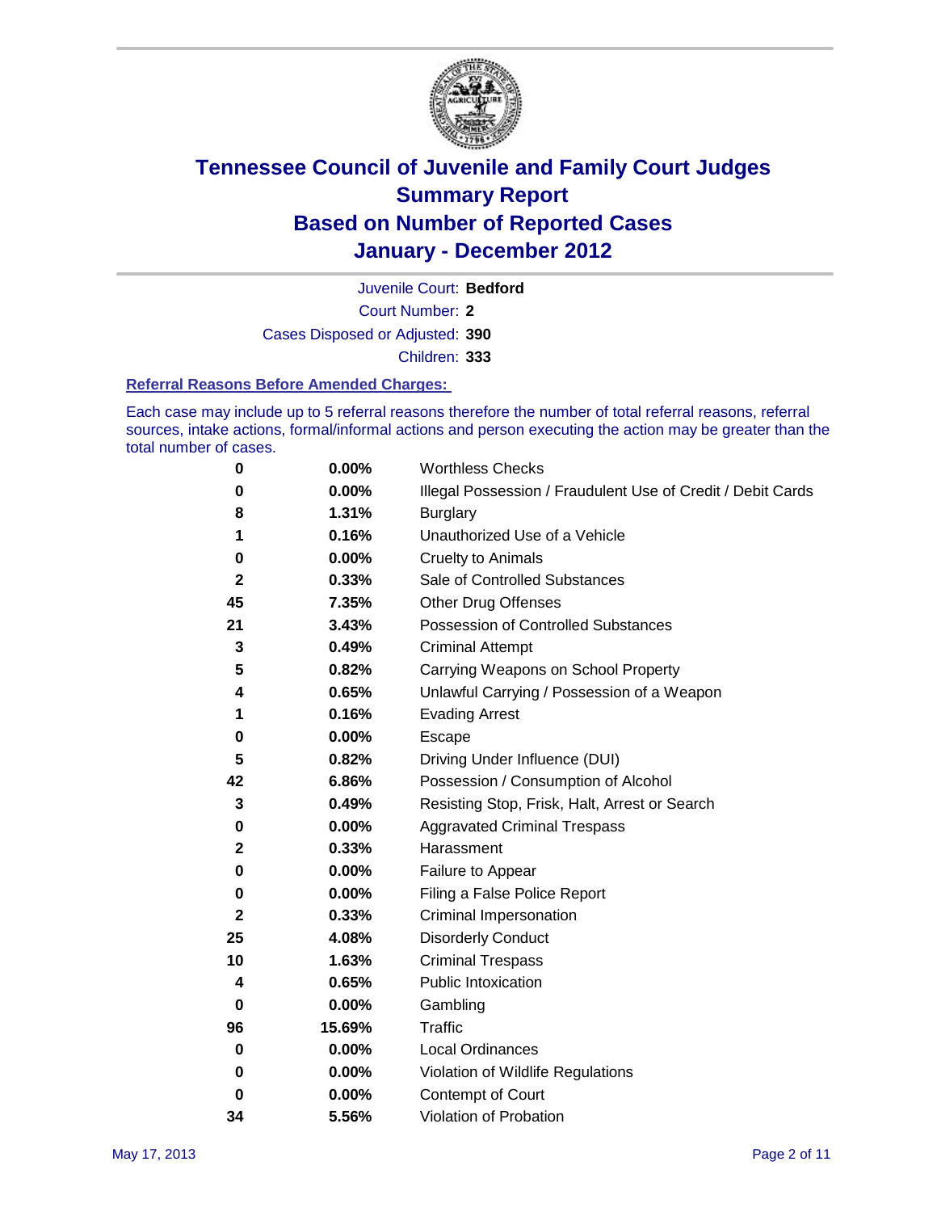# Tennessee Council of Juvenile and Family Court Judges Summary Report Based on Number of Reported Cases January - December 2012

Juvenile Court: **Bedford**

Court Number: **2**

Cases Disposed or Adjusted: **390**

Children: **333**

### Referral Reasons Before Amended Charges:

Each case may include up to 5 referral reasons therefore the number of total referral reasons, referral sources, intake actions, formal/informal actions and person executing the action may be greater than the total number of cases.

| | | |
|---|---|---|
| 0 | 0.00% | Worthless Checks |
| 0 | 0.00% | Illegal Possession / Fraudulent Use of Credit / Debit Cards |
| 8 | 1.31% | Burglary |
| 1 | 0.16% | Unauthorized Use of a Vehicle |
| 0 | 0.00% | Cruelty to Animals |
| 2 | 0.33% | Sale of Controlled Substances |
| 45 | 7.35% | Other Drug Offenses |
| 21 | 3.43% | Possession of Controlled Substances |
| 3 | 0.49% | Criminal Attempt |
| 5 | 0.82% | Carrying Weapons on School Property |
| 4 | 0.65% | Unlawful Carrying / Possession of a Weapon |
| 1 | 0.16% | Evading Arrest |
| 0 | 0.00% | Escape |
| 5 | 0.82% | Driving Under Influence (DUI) |
| 42 | 6.86% | Possession / Consumption of Alcohol |
| 3 | 0.49% | Resisting Stop, Frisk, Halt, Arrest or Search |
| 0 | 0.00% | Aggravated Criminal Trespass |
| 2 | 0.33% | Harassment |
| 0 | 0.00% | Failure to Appear |
| 0 | 0.00% | Filing a False Police Report |
| 2 | 0.33% | Criminal Impersonation |
| 25 | 4.08% | Disorderly Conduct |
| 10 | 1.63% | Criminal Trespass |
| 4 | 0.65% | Public Intoxication |
| 0 | 0.00% | Gambling |
| 96 | 15.69% | Traffic |
| 0 | 0.00% | Local Ordinances |
| 0 | 0.00% | Violation of Wildlife Regulations |
| 0 | 0.00% | Contempt of Court |
| 34 | 5.56% | Violation of Probation |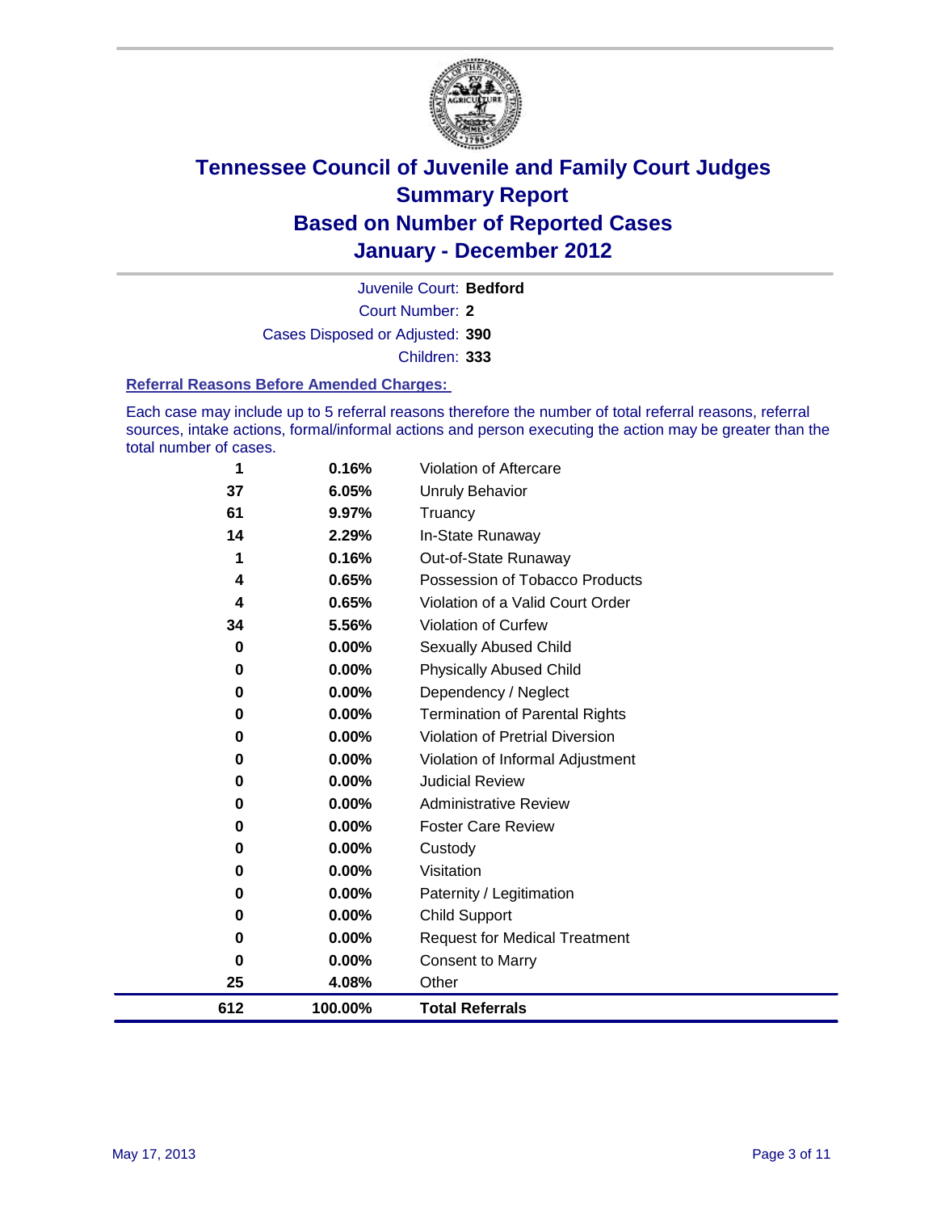# Tennessee Council of Juvenile and Family Court Judges
# Summary Report
# Based on Number of Reported Cases
# January - December 2012

Juvenile Court: **Bedford**

Court Number: **2**

Cases Disposed or Adjusted: **390**

Children: **333**

### Referral Reasons Before Amended Charges:

Each case may include up to 5 referral reasons therefore the number of total referral reasons, referral sources, intake actions, formal/informal actions and person executing the action may be greater than the total number of cases.

| Count | Percent | Referral Reason |
|---|---|---|
| 1 | 0.16% | Violation of Aftercare |
| 37 | 6.05% | Unruly Behavior |
| 61 | 9.97% | Truancy |
| 14 | 2.29% | In-State Runaway |
| 1 | 0.16% | Out-of-State Runaway |
| 4 | 0.65% | Possession of Tobacco Products |
| 4 | 0.65% | Violation of a Valid Court Order |
| 34 | 5.56% | Violation of Curfew |
| 0 | 0.00% | Sexually Abused Child |
| 0 | 0.00% | Physically Abused Child |
| 0 | 0.00% | Dependency / Neglect |
| 0 | 0.00% | Termination of Parental Rights |
| 0 | 0.00% | Violation of Pretrial Diversion |
| 0 | 0.00% | Violation of Informal Adjustment |
| 0 | 0.00% | Judicial Review |
| 0 | 0.00% | Administrative Review |
| 0 | 0.00% | Foster Care Review |
| 0 | 0.00% | Custody |
| 0 | 0.00% | Visitation |
| 0 | 0.00% | Paternity / Legitimation |
| 0 | 0.00% | Child Support |
| 0 | 0.00% | Request for Medical Treatment |
| 0 | 0.00% | Consent to Marry |
| 25 | 4.08% | Other |
| **612** | **100.00%** | **Total Referrals** |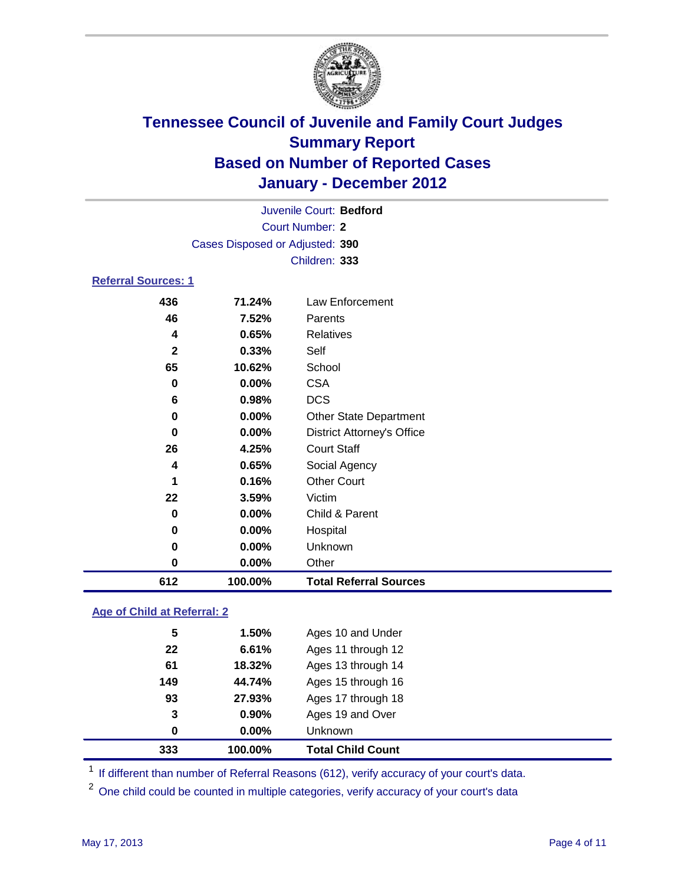# Tennessee Council of Juvenile and Family Court Judges
## Summary Report
## Based on Number of Reported Cases
## January - December 2012

Juvenile Court: **Bedford**
Court Number: **2**
Cases Disposed or Adjusted: **390**
Children: **333**

### Referral Sources: 1

| | | |
|---|---|---|
| 436 | 71.24% | Law Enforcement |
| 46 | 7.52% | Parents |
| 4 | 0.65% | Relatives |
| 2 | 0.33% | Self |
| 65 | 10.62% | School |
| 0 | 0.00% | CSA |
| 6 | 0.98% | DCS |
| 0 | 0.00% | Other State Department |
| 0 | 0.00% | District Attorney's Office |
| 26 | 4.25% | Court Staff |
| 4 | 0.65% | Social Agency |
| 1 | 0.16% | Other Court |
| 22 | 3.59% | Victim |
| 0 | 0.00% | Child & Parent |
| 0 | 0.00% | Hospital |
| 0 | 0.00% | Unknown |
| 0 | 0.00% | Other |
| **612** | **100.00%** | **Total Referral Sources** |

### Age of Child at Referral: 2

| | | |
|---|---|---|
| 5 | 1.50% | Ages 10 and Under |
| 22 | 6.61% | Ages 11 through 12 |
| 61 | 18.32% | Ages 13 through 14 |
| 149 | 44.74% | Ages 15 through 16 |
| 93 | 27.93% | Ages 17 through 18 |
| 3 | 0.90% | Ages 19 and Over |
| 0 | 0.00% | Unknown |
| **333** | **100.00%** | **Total Child Count** |

[1] If different than number of Referral Reasons (612), verify accuracy of your court's data.

[2] One child could be counted in multiple categories, verify accuracy of your court's data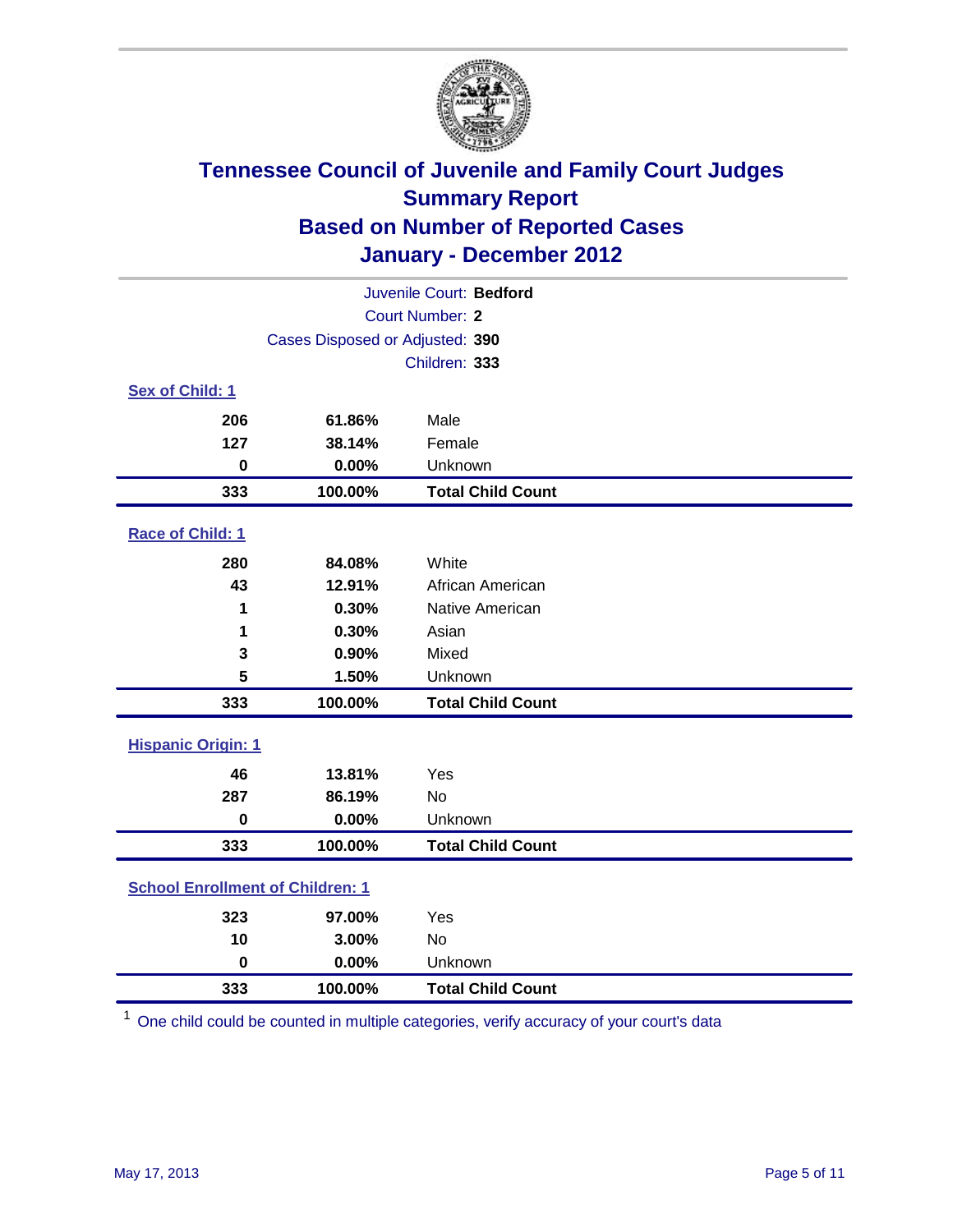# Tennessee Council of Juvenile and Family Court Judges
## Summary Report
## Based on Number of Reported Cases
## January - December 2012

Juvenile Court: **Bedford**
Court Number: **2**
Cases Disposed or Adjusted: **390**
Children: **333**

### Sex of Child: 1

| | | |
|---|---|---|
| 206 | 61.86% | Male |
| 127 | 38.14% | Female |
| 0 | 0.00% | Unknown |
| **333** | **100.00%** | **Total Child Count** |

### Race of Child: 1

| | | |
|---|---|---|
| 280 | 84.08% | White |
| 43 | 12.91% | African American |
| 1 | 0.30% | Native American |
| 1 | 0.30% | Asian |
| 3 | 0.90% | Mixed |
| 5 | 1.50% | Unknown |
| **333** | **100.00%** | **Total Child Count** |

### Hispanic Origin: 1

| | | |
|---|---|---|
| 46 | 13.81% | Yes |
| 287 | 86.19% | No |
| 0 | 0.00% | Unknown |
| **333** | **100.00%** | **Total Child Count** |

### School Enrollment of Children: 1

| | | |
|---|---|---|
| 323 | 97.00% | Yes |
| 10 | 3.00% | No |
| 0 | 0.00% | Unknown |
| **333** | **100.00%** | **Total Child Count** |

[1] One child could be counted in multiple categories, verify accuracy of your court's data

May 17, 2013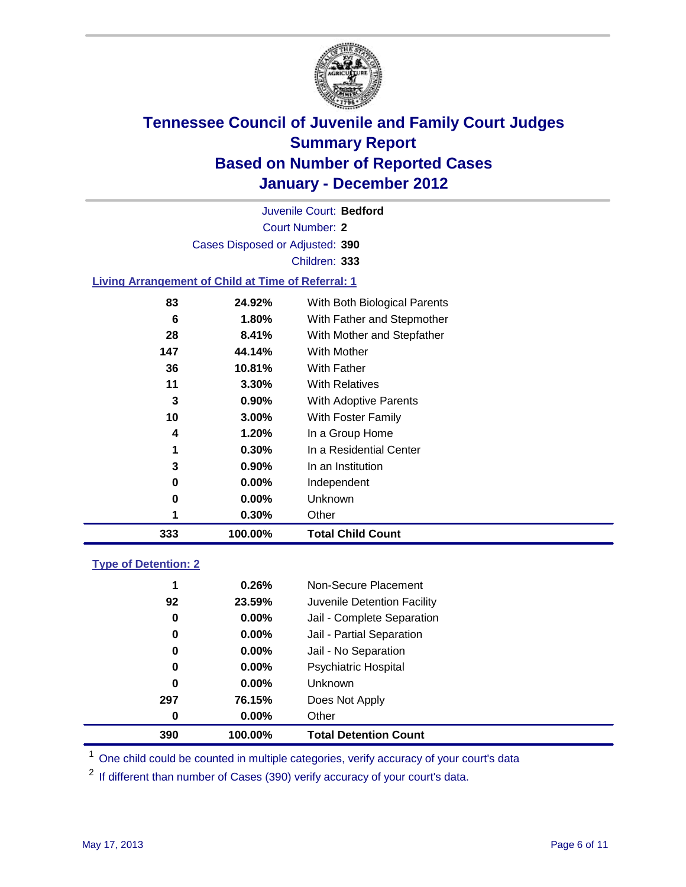# Tennessee Council of Juvenile and Family Court Judges
## Summary Report
## Based on Number of Reported Cases
## January - December 2012

Juvenile Court: **Bedford**

Court Number: **2**

Cases Disposed or Adjusted: **390**

Children: **333**

### Living Arrangement of Child at Time of Referral: 1

| Count | Percent | Category |
|---|---|---|
| 83 | 24.92% | With Both Biological Parents |
| 6 | 1.80% | With Father and Stepmother |
| 28 | 8.41% | With Mother and Stepfather |
| 147 | 44.14% | With Mother |
| 36 | 10.81% | With Father |
| 11 | 3.30% | With Relatives |
| 3 | 0.90% | With Adoptive Parents |
| 10 | 3.00% | With Foster Family |
| 4 | 1.20% | In a Group Home |
| 1 | 0.30% | In a Residential Center |
| 3 | 0.90% | In an Institution |
| 0 | 0.00% | Independent |
| 0 | 0.00% | Unknown |
| 1 | 0.30% | Other |
| **333** | **100.00%** | **Total Child Count** |

### Type of Detention: 2

| Count | Percent | Category |
|---|---|---|
| 1 | 0.26% | Non-Secure Placement |
| 92 | 23.59% | Juvenile Detention Facility |
| 0 | 0.00% | Jail - Complete Separation |
| 0 | 0.00% | Jail - Partial Separation |
| 0 | 0.00% | Jail - No Separation |
| 0 | 0.00% | Psychiatric Hospital |
| 0 | 0.00% | Unknown |
| 297 | 76.15% | Does Not Apply |
| 0 | 0.00% | Other |
| **390** | **100.00%** | **Total Detention Count** |

[1] One child could be counted in multiple categories, verify accuracy of your court's data

[2] If different than number of Cases (390) verify accuracy of your court's data.

May 17, 2013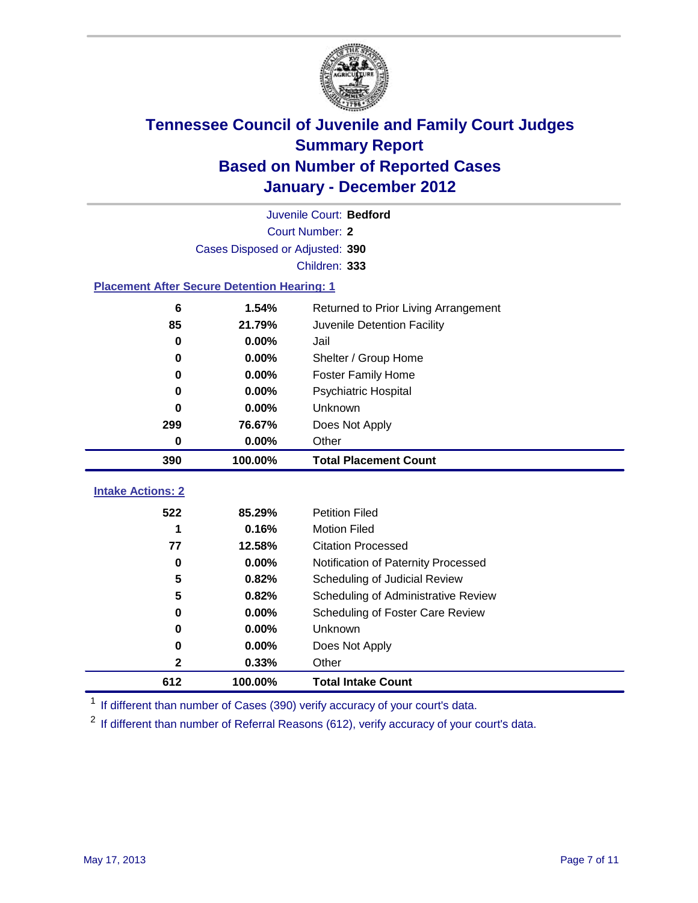# Tennessee Council of Juvenile and Family Court Judges
## Summary Report
## Based on Number of Reported Cases
## January - December 2012

Juvenile Court: **Bedford**

Court Number: **2**

Cases Disposed or Adjusted: **390**

Children: **333**

### Placement After Secure Detention Hearing: 1

| | | |
|---|---|---|
| 6 | 1.54% | Returned to Prior Living Arrangement |
| 85 | 21.79% | Juvenile Detention Facility |
| 0 | 0.00% | Jail |
| 0 | 0.00% | Shelter / Group Home |
| 0 | 0.00% | Foster Family Home |
| 0 | 0.00% | Psychiatric Hospital |
| 0 | 0.00% | Unknown |
| 299 | 76.67% | Does Not Apply |
| 0 | 0.00% | Other |
| **390** | **100.00%** | **Total Placement Count** |

### Intake Actions: 2

| | | |
|---|---|---|
| 522 | 85.29% | Petition Filed |
| 1 | 0.16% | Motion Filed |
| 77 | 12.58% | Citation Processed |
| 0 | 0.00% | Notification of Paternity Processed |
| 5 | 0.82% | Scheduling of Judicial Review |
| 5 | 0.82% | Scheduling of Administrative Review |
| 0 | 0.00% | Scheduling of Foster Care Review |
| 0 | 0.00% | Unknown |
| 0 | 0.00% | Does Not Apply |
| 2 | 0.33% | Other |
| **612** | **100.00%** | **Total Intake Count** |

[1] If different than number of Cases (390) verify accuracy of your court's data.

[2] If different than number of Referral Reasons (612), verify accuracy of your court's data.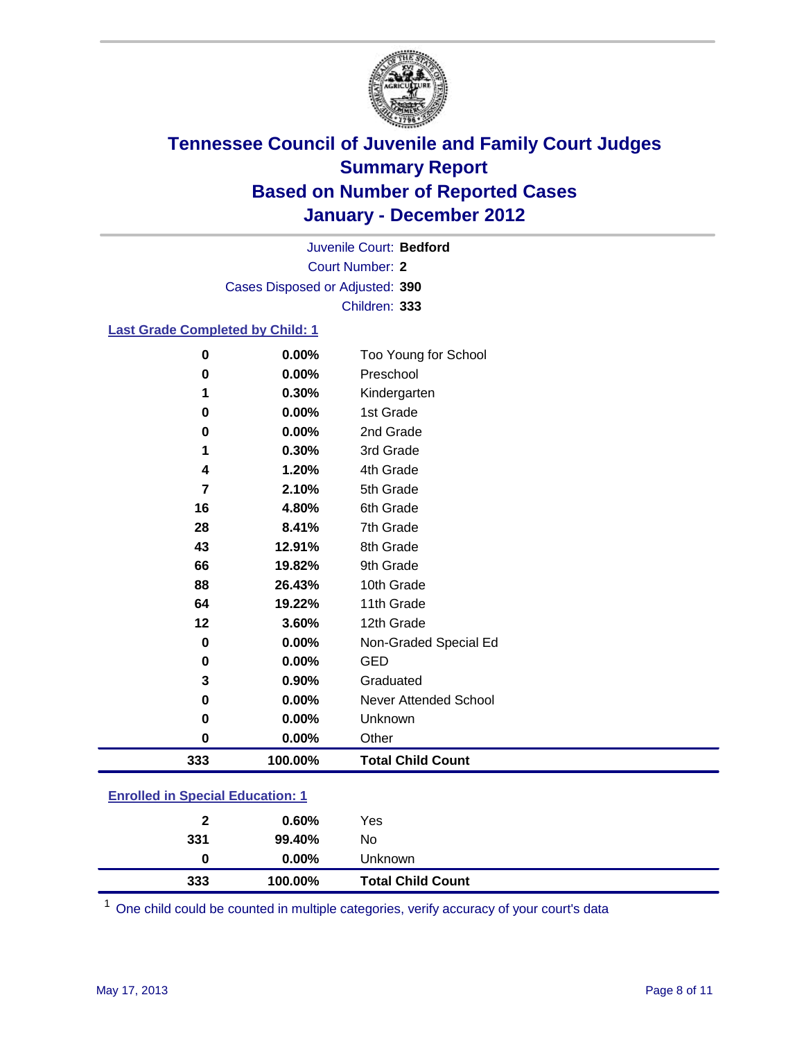# Tennessee Council of Juvenile and Family Court Judges Summary Report Based on Number of Reported Cases January - December 2012

Juvenile Court: **Bedford**

Court Number: **2**

Cases Disposed or Adjusted: **390**

Children: **333**

### Last Grade Completed by Child: 1

| Count | Percent | Category |
|---|---|---|
| 0 | 0.00% | Too Young for School |
| 0 | 0.00% | Preschool |
| 1 | 0.30% | Kindergarten |
| 0 | 0.00% | 1st Grade |
| 0 | 0.00% | 2nd Grade |
| 1 | 0.30% | 3rd Grade |
| 4 | 1.20% | 4th Grade |
| 7 | 2.10% | 5th Grade |
| 16 | 4.80% | 6th Grade |
| 28 | 8.41% | 7th Grade |
| 43 | 12.91% | 8th Grade |
| 66 | 19.82% | 9th Grade |
| 88 | 26.43% | 10th Grade |
| 64 | 19.22% | 11th Grade |
| 12 | 3.60% | 12th Grade |
| 0 | 0.00% | Non-Graded Special Ed |
| 0 | 0.00% | GED |
| 3 | 0.90% | Graduated |
| 0 | 0.00% | Never Attended School |
| 0 | 0.00% | Unknown |
| 0 | 0.00% | Other |
| **333** | **100.00%** | **Total Child Count** |

### Enrolled in Special Education: 1

| Count | Percent | Category |
|---|---|---|
| 2 | 0.60% | Yes |
| 331 | 99.40% | No |
| 0 | 0.00% | Unknown |
| **333** | **100.00%** | **Total Child Count** |

[1] One child could be counted in multiple categories, verify accuracy of your court's data

May 17, 2013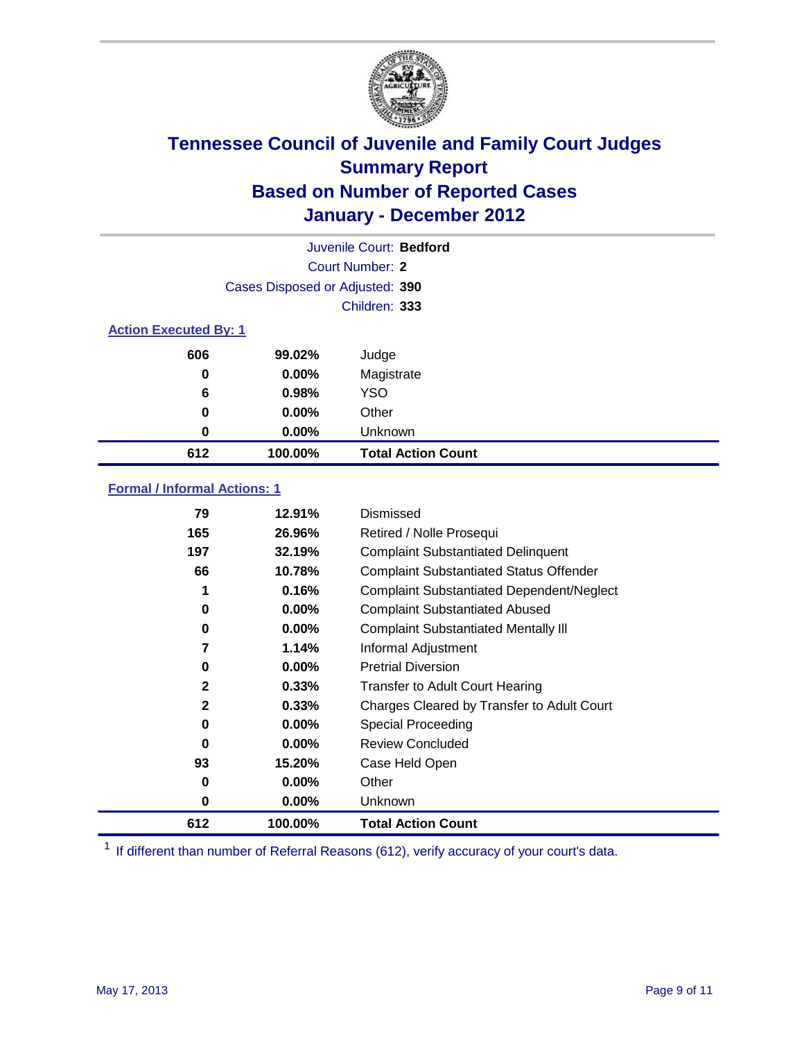# Tennessee Council of Juvenile and Family Court Judges
## Summary Report
## Based on Number of Reported Cases
## January - December 2012

Juvenile Court: **Bedford**
Court Number: **2**
Cases Disposed or Adjusted: **390**
Children: **333**

### Action Executed By: 1

| | | |
|---|---|---|
| 606 | 99.02% | Judge |
| 0 | 0.00% | Magistrate |
| 6 | 0.98% | YSO |
| 0 | 0.00% | Other |
| 0 | 0.00% | Unknown |
| **612** | **100.00%** | **Total Action Count** |

### Formal / Informal Actions: 1

| | | |
|---|---|---|
| 79 | 12.91% | Dismissed |
| 165 | 26.96% | Retired / Nolle Prosequi |
| 197 | 32.19% | Complaint Substantiated Delinquent |
| 66 | 10.78% | Complaint Substantiated Status Offender |
| 1 | 0.16% | Complaint Substantiated Dependent/Neglect |
| 0 | 0.00% | Complaint Substantiated Abused |
| 0 | 0.00% | Complaint Substantiated Mentally Ill |
| 7 | 1.14% | Informal Adjustment |
| 0 | 0.00% | Pretrial Diversion |
| 2 | 0.33% | Transfer to Adult Court Hearing |
| 2 | 0.33% | Charges Cleared by Transfer to Adult Court |
| 0 | 0.00% | Special Proceeding |
| 0 | 0.00% | Review Concluded |
| 93 | 15.20% | Case Held Open |
| 0 | 0.00% | Other |
| 0 | 0.00% | Unknown |
| **612** | **100.00%** | **Total Action Count** |

[1] If different than number of Referral Reasons (612), verify accuracy of your court's data.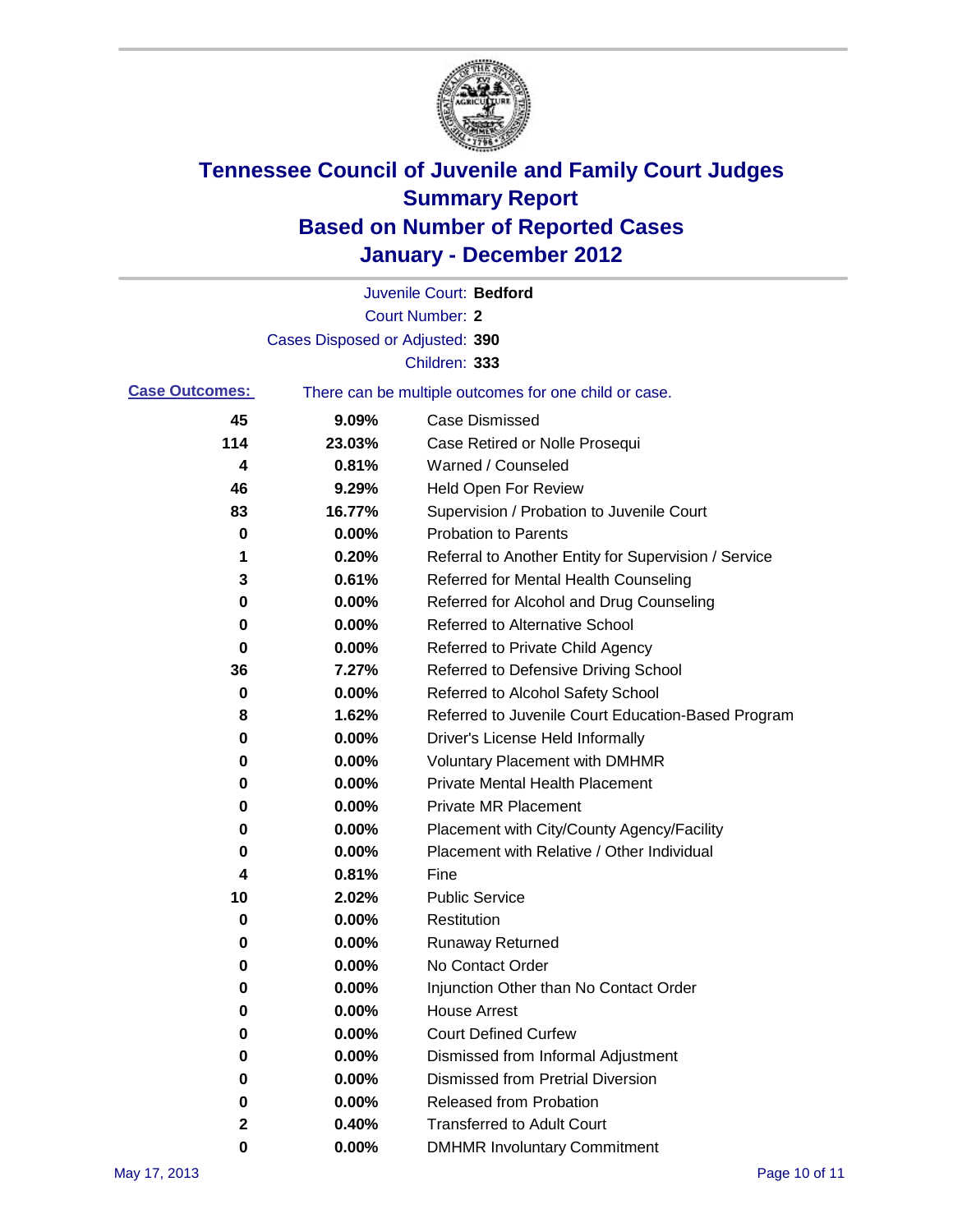# Tennessee Council of Juvenile and Family Court Judges
# Summary Report
# Based on Number of Reported Cases
# January - December 2012

Juvenile Court: **Bedford**

Court Number: **2**

Cases Disposed or Adjusted: **390**

Children: **333**

**Case Outcomes:** There can be multiple outcomes for one child or case.

| Count | Percent | Outcome |
|---|---|---|
| 45 | 9.09% | Case Dismissed |
| 114 | 23.03% | Case Retired or Nolle Prosequi |
| 4 | 0.81% | Warned / Counseled |
| 46 | 9.29% | Held Open For Review |
| 83 | 16.77% | Supervision / Probation to Juvenile Court |
| 0 | 0.00% | Probation to Parents |
| 1 | 0.20% | Referral to Another Entity for Supervision / Service |
| 3 | 0.61% | Referred for Mental Health Counseling |
| 0 | 0.00% | Referred for Alcohol and Drug Counseling |
| 0 | 0.00% | Referred to Alternative School |
| 0 | 0.00% | Referred to Private Child Agency |
| 36 | 7.27% | Referred to Defensive Driving School |
| 0 | 0.00% | Referred to Alcohol Safety School |
| 8 | 1.62% | Referred to Juvenile Court Education-Based Program |
| 0 | 0.00% | Driver's License Held Informally |
| 0 | 0.00% | Voluntary Placement with DMHMR |
| 0 | 0.00% | Private Mental Health Placement |
| 0 | 0.00% | Private MR Placement |
| 0 | 0.00% | Placement with City/County Agency/Facility |
| 0 | 0.00% | Placement with Relative / Other Individual |
| 4 | 0.81% | Fine |
| 10 | 2.02% | Public Service |
| 0 | 0.00% | Restitution |
| 0 | 0.00% | Runaway Returned |
| 0 | 0.00% | No Contact Order |
| 0 | 0.00% | Injunction Other than No Contact Order |
| 0 | 0.00% | House Arrest |
| 0 | 0.00% | Court Defined Curfew |
| 0 | 0.00% | Dismissed from Informal Adjustment |
| 0 | 0.00% | Dismissed from Pretrial Diversion |
| 0 | 0.00% | Released from Probation |
| 2 | 0.40% | Transferred to Adult Court |
| 0 | 0.00% | DMHMR Involuntary Commitment |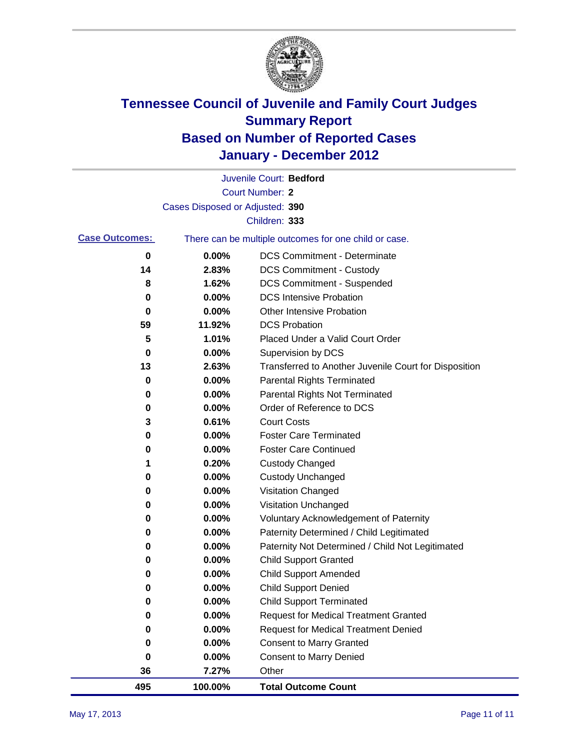# Tennessee Council of Juvenile and Family Court Judges
## Summary Report
## Based on Number of Reported Cases
## January - December 2012

Juvenile Court: **Bedford**

Court Number: **2**

Cases Disposed or Adjusted: **390**

Children: **333**

**Case Outcomes:** There can be multiple outcomes for one child or case.

| | | |
|---|---|---|
| 0 | 0.00% | DCS Commitment - Determinate |
| 14 | 2.83% | DCS Commitment - Custody |
| 8 | 1.62% | DCS Commitment - Suspended |
| 0 | 0.00% | DCS Intensive Probation |
| 0 | 0.00% | Other Intensive Probation |
| 59 | 11.92% | DCS Probation |
| 5 | 1.01% | Placed Under a Valid Court Order |
| 0 | 0.00% | Supervision by DCS |
| 13 | 2.63% | Transferred to Another Juvenile Court for Disposition |
| 0 | 0.00% | Parental Rights Terminated |
| 0 | 0.00% | Parental Rights Not Terminated |
| 0 | 0.00% | Order of Reference to DCS |
| 3 | 0.61% | Court Costs |
| 0 | 0.00% | Foster Care Terminated |
| 0 | 0.00% | Foster Care Continued |
| 1 | 0.20% | Custody Changed |
| 0 | 0.00% | Custody Unchanged |
| 0 | 0.00% | Visitation Changed |
| 0 | 0.00% | Visitation Unchanged |
| 0 | 0.00% | Voluntary Acknowledgement of Paternity |
| 0 | 0.00% | Paternity Determined / Child Legitimated |
| 0 | 0.00% | Paternity Not Determined / Child Not Legitimated |
| 0 | 0.00% | Child Support Granted |
| 0 | 0.00% | Child Support Amended |
| 0 | 0.00% | Child Support Denied |
| 0 | 0.00% | Child Support Terminated |
| 0 | 0.00% | Request for Medical Treatment Granted |
| 0 | 0.00% | Request for Medical Treatment Denied |
| 0 | 0.00% | Consent to Marry Granted |
| 0 | 0.00% | Consent to Marry Denied |
| 36 | 7.27% | Other |
| **495** | **100.00%** | **Total Outcome Count** |

May 17, 2013